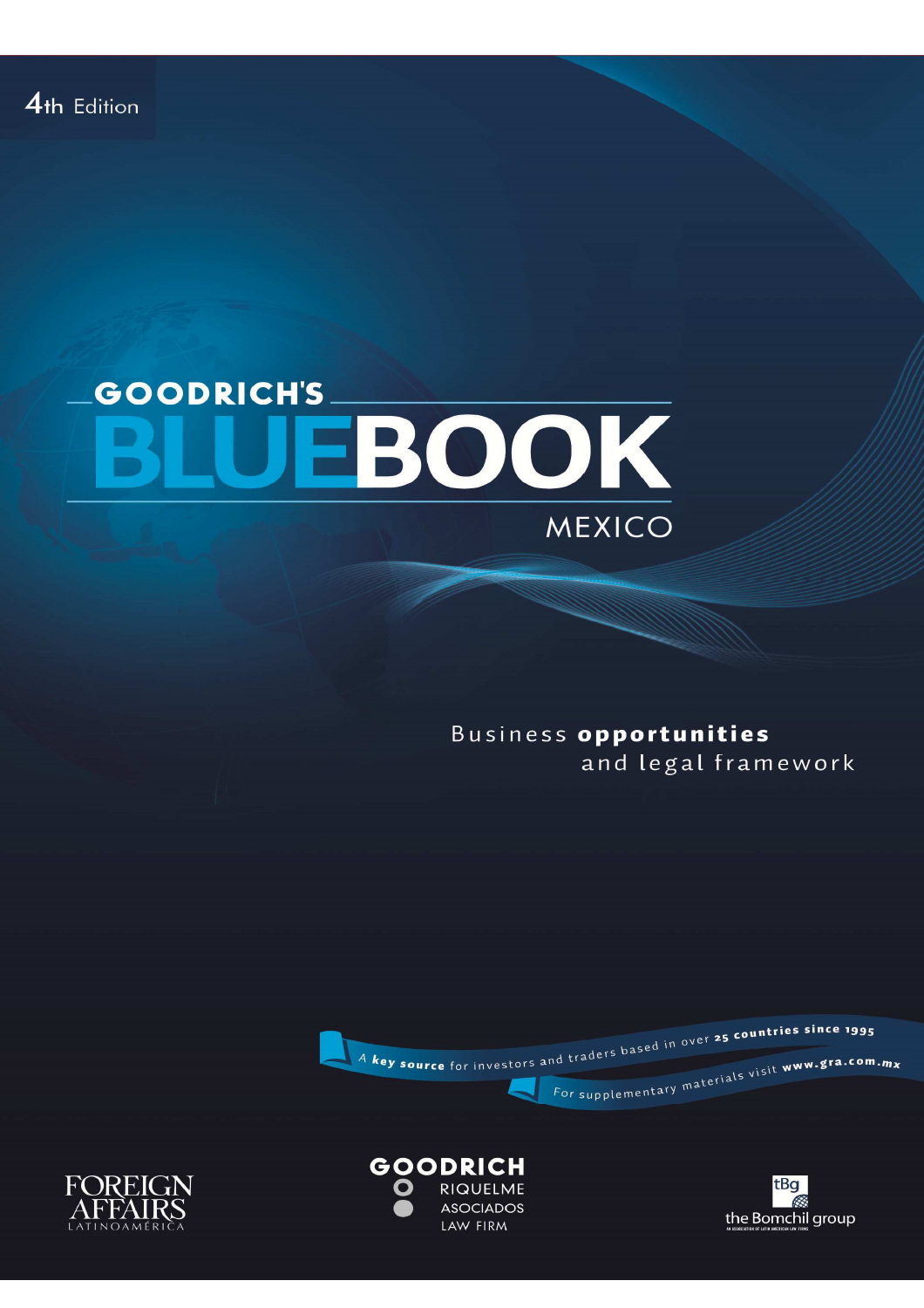4th Edition

# GOODRICH'S BLUEBOOK

## MEXICO

Business **opportunities** and legal framework

A **key source** for investors and traders based in over **25 countries since 1995**

For supplementary materials visit **www.gra.com.mx**

FOREIGN AFFAIRS LATINOAMÉRICA

GOODRICH RIQUELME ASOCIADOS LAW FIRM

tBg the Bomchil group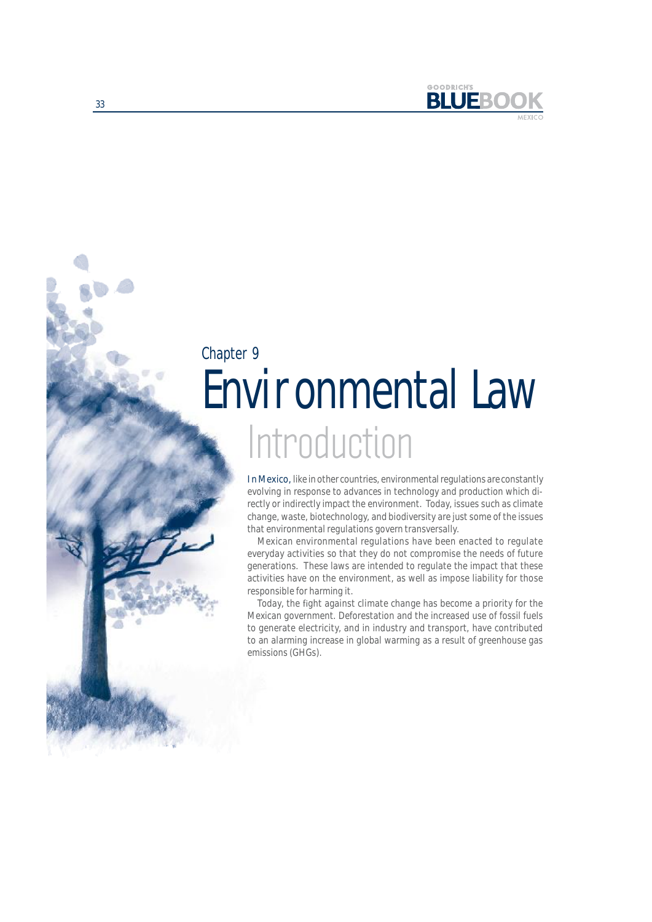Chapter 9

# Environmental Law

## Introduction

In Mexico, like in other countries, environmental regulations are constantly evolving in response to advances in technology and production which directly or indirectly impact the environment. Today, issues such as climate change, waste, biotechnology, and biodiversity are just some of the issues that environmental regulations govern transversally.

Mexican environmental regulations have been enacted to regulate everyday activities so that they do not compromise the needs of future generations. These laws are intended to regulate the impact that these activities have on the environment, as well as impose liability for those responsible for harming it.

Today, the fight against climate change has become a priority for the Mexican government. Deforestation and the increased use of fossil fuels to generate electricity, and in industry and transport, have contributed to an alarming increase in global warming as a result of greenhouse gas emissions (GHGs).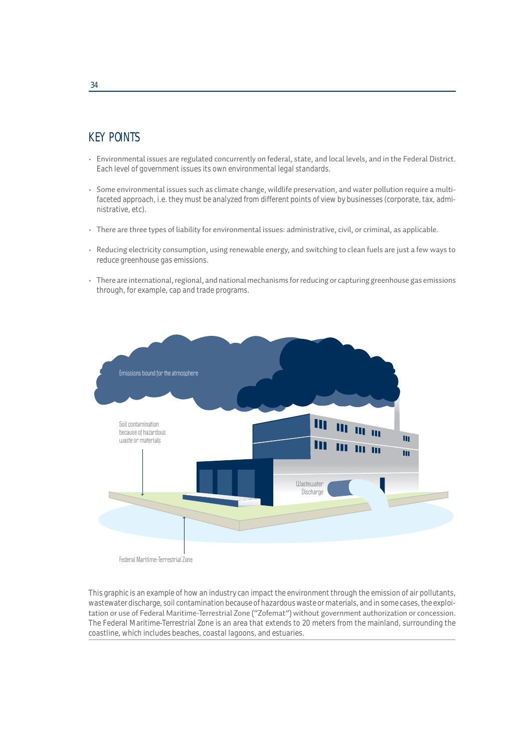## KEY POINTS

- Environmental issues are regulated concurrently on federal, state, and local levels, and in the Federal District. Each level of government issues its own environmental legal standards.
- Some environmental issues such as climate change, wildlife preservation, and water pollution require a multi-faceted approach, i.e. they must be analyzed from different points of view by businesses (corporate, tax, administrative, etc).
- There are three types of liability for environmental issues: administrative, civil, or criminal, as applicable.
- Reducing electricity consumption, using renewable energy, and switching to clean fuels are just a few ways to reduce greenhouse gas emissions.
- There are international, regional, and national mechanisms for reducing or capturing greenhouse gas emissions through, for example, cap and trade programs.

Emissions bound for the atmosphere

Soil contamination because of hazardous waste or materials

Wastewater Discharge

Federal Maritime-Terrestrial Zone

This graphic is an example of how an industry can impact the environment through the emission of air pollutants, wastewater discharge, soil contamination because of hazardous waste or materials, and in some cases, the exploitation or use of Federal Maritime-Terrestrial Zone ("Zofemat") without government authorization or concession. The Federal Maritime-Terrestrial Zone is an area that extends to 20 meters from the mainland, surrounding the coastline, which includes beaches, coastal lagoons, and estuaries.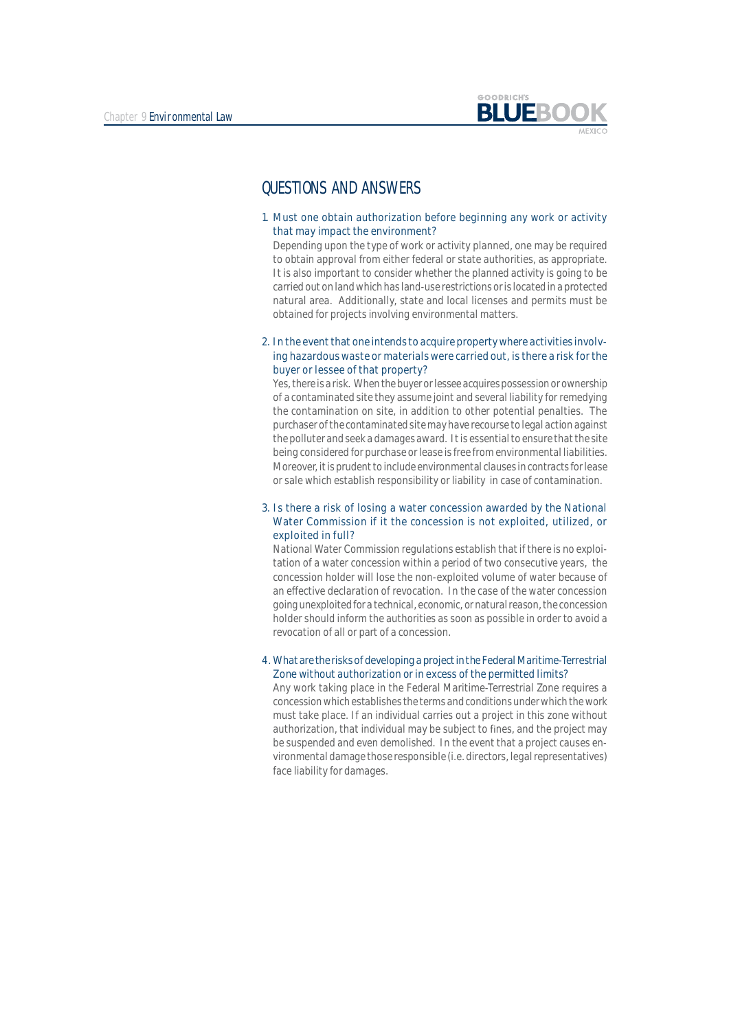## QUESTIONS AND ANSWERS

1. **Must one obtain authorization before beginning any work or activity that may impact the environment?**

   Depending upon the type of work or activity planned, one may be required to obtain approval from either federal or state authorities, as appropriate. It is also important to consider whether the planned activity is going to be carried out on land which has land-use restrictions or is located in a protected natural area. Additionally, state and local licenses and permits must be obtained for projects involving environmental matters.

2. **In the event that one intends to acquire property where activities involving hazardous waste or materials were carried out, is there a risk for the buyer or lessee of that property?**

   Yes, there is a risk. When the buyer or lessee acquires possession or ownership of a contaminated site they assume joint and several liability for remedying the contamination on site, in addition to other potential penalties. The purchaser of the contaminated site may have recourse to legal action against the polluter and seek a damages award. It is essential to ensure that the site being considered for purchase or lease is free from environmental liabilities. Moreover, it is prudent to include environmental clauses in contracts for lease or sale which establish responsibility or liability in case of contamination.

3. **Is there a risk of losing a water concession awarded by the National Water Commission if it the concession is not exploited, utilized, or exploited in full?**

   National Water Commission regulations establish that if there is no exploitation of a water concession within a period of two consecutive years, the concession holder will lose the non-exploited volume of water because of an effective declaration of revocation. In the case of the water concession going unexploited for a technical, economic, or natural reason, the concession holder should inform the authorities as soon as possible in order to avoid a revocation of all or part of a concession.

4. **What are the risks of developing a project in the Federal Maritime-Terrestrial Zone without authorization or in excess of the permitted limits?**

   Any work taking place in the Federal Maritime-Terrestrial Zone requires a concession which establishes the terms and conditions under which the work must take place. If an individual carries out a project in this zone without authorization, that individual may be subject to fines, and the project may be suspended and even demolished. In the event that a project causes environmental damage those responsible (i.e. directors, legal representatives) face liability for damages.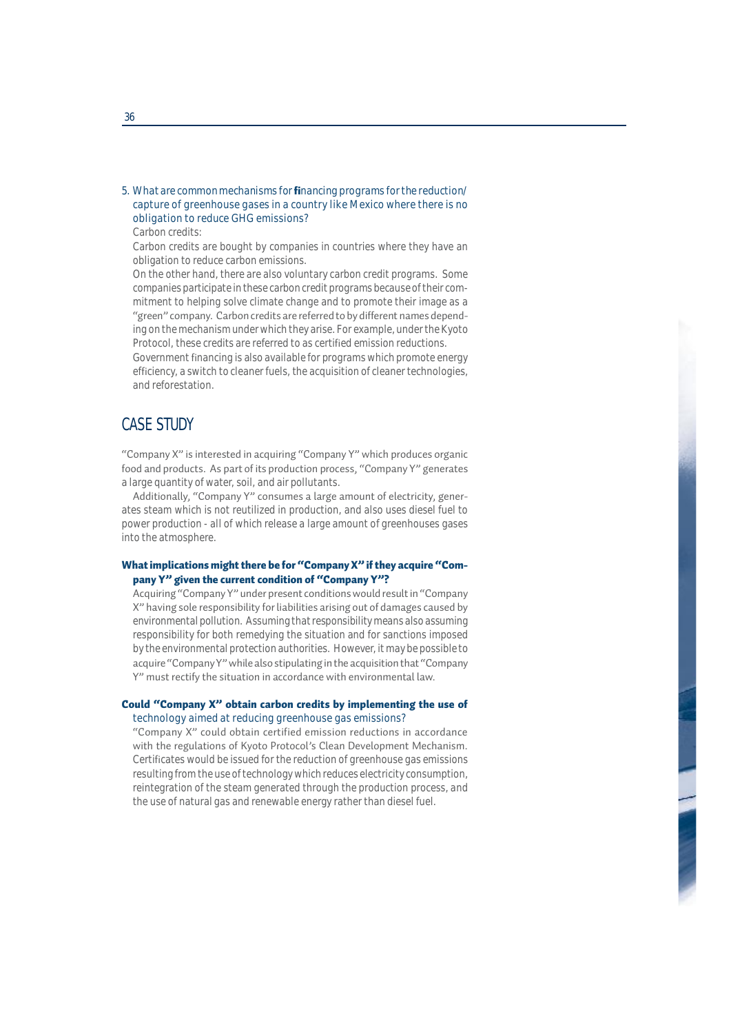5. What are common mechanisms for financing programs for the reduction/ capture of greenhouse gases in a country like Mexico where there is no obligation to reduce GHG emissions?

   Carbon credits:

   Carbon credits are bought by companies in countries where they have an obligation to reduce carbon emissions.

   On the other hand, there are also voluntary carbon credit programs. Some companies participate in these carbon credit programs because of their commitment to helping solve climate change and to promote their image as a "green" company. Carbon credits are referred to by different names depending on the mechanism under which they arise. For example, under the Kyoto Protocol, these credits are referred to as certified emission reductions.

   Government financing is also available for programs which promote energy efficiency, a switch to cleaner fuels, the acquisition of cleaner technologies, and reforestation.

## CASE STUDY

"Company X" is interested in acquiring "Company Y" which produces organic food and products. As part of its production process, "Company Y" generates a large quantity of water, soil, and air pollutants.

Additionally, "Company Y" consumes a large amount of electricity, generates steam which is not reutilized in production, and also uses diesel fuel to power production - all of which release a large amount of greenhouses gases into the atmosphere.

**What implications might there be for "Company X" if they acquire "Company Y" given the current condition of "Company Y"?**

Acquiring "Company Y" under present conditions would result in "Company X" having sole responsibility for liabilities arising out of damages caused by environmental pollution. Assuming that responsibility means also assuming responsibility for both remedying the situation and for sanctions imposed by the environmental protection authorities. However, it may be possible to acquire "Company Y" while also stipulating in the acquisition that "Company Y" must rectify the situation in accordance with environmental law.

**Could "Company X" obtain carbon credits by implementing the use of technology aimed at reducing greenhouse gas emissions?**

"Company X" could obtain certified emission reductions in accordance with the regulations of Kyoto Protocol's Clean Development Mechanism. Certificates would be issued for the reduction of greenhouse gas emissions resulting from the use of technology which reduces electricity consumption, reintegration of the steam generated through the production process, and the use of natural gas and renewable energy rather than diesel fuel.